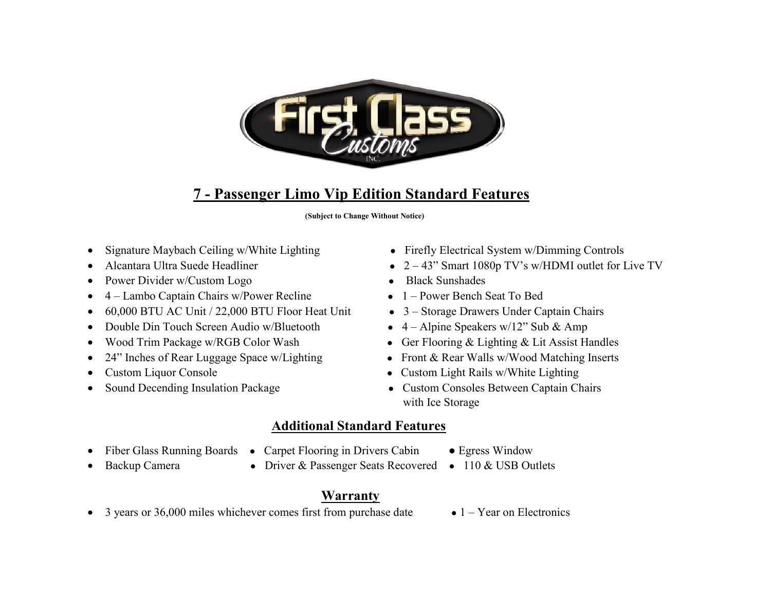First Class Customs INC.

## 7 - Passenger Limo Vip Edition Standard Features

**(Subject to Change Without Notice)**

- Signature Maybach Ceiling w/White Lighting
- Alcantara Ultra Suede Headliner
- Power Divider w/Custom Logo
- 4 – Lambo Captain Chairs w/Power Recline
- 60,000 BTU AC Unit / 22,000 BTU Floor Heat Unit
- Double Din Touch Screen Audio w/Bluetooth
- Wood Trim Package w/RGB Color Wash
- 24" Inches of Rear Luggage Space w/Lighting
- Custom Liquor Console
- Sound Decending Insulation Package
- Firefly Electrical System w/Dimming Controls
- 2 – 43" Smart 1080p TV's w/HDMI outlet for Live TV
- Black Sunshades
- 1 – Power Bench Seat To Bed
- 3 – Storage Drawers Under Captain Chairs
- 4 – Alpine Speakers w/12" Sub & Amp
- Ger Flooring & Lighting & Lit Assist Handles
- Front & Rear Walls w/Wood Matching Inserts
- Custom Light Rails w/White Lighting
- Custom Consoles Between Captain Chairs with Ice Storage

## Additional Standard Features

- Fiber Glass Running Boards
- Backup Camera
- Carpet Flooring in Drivers Cabin
- Driver & Passenger Seats Recovered
- Egress Window
- 110 & USB Outlets

## Warranty

- 3 years or 36,000 miles whichever comes first from purchase date
- 1 – Year on Electronics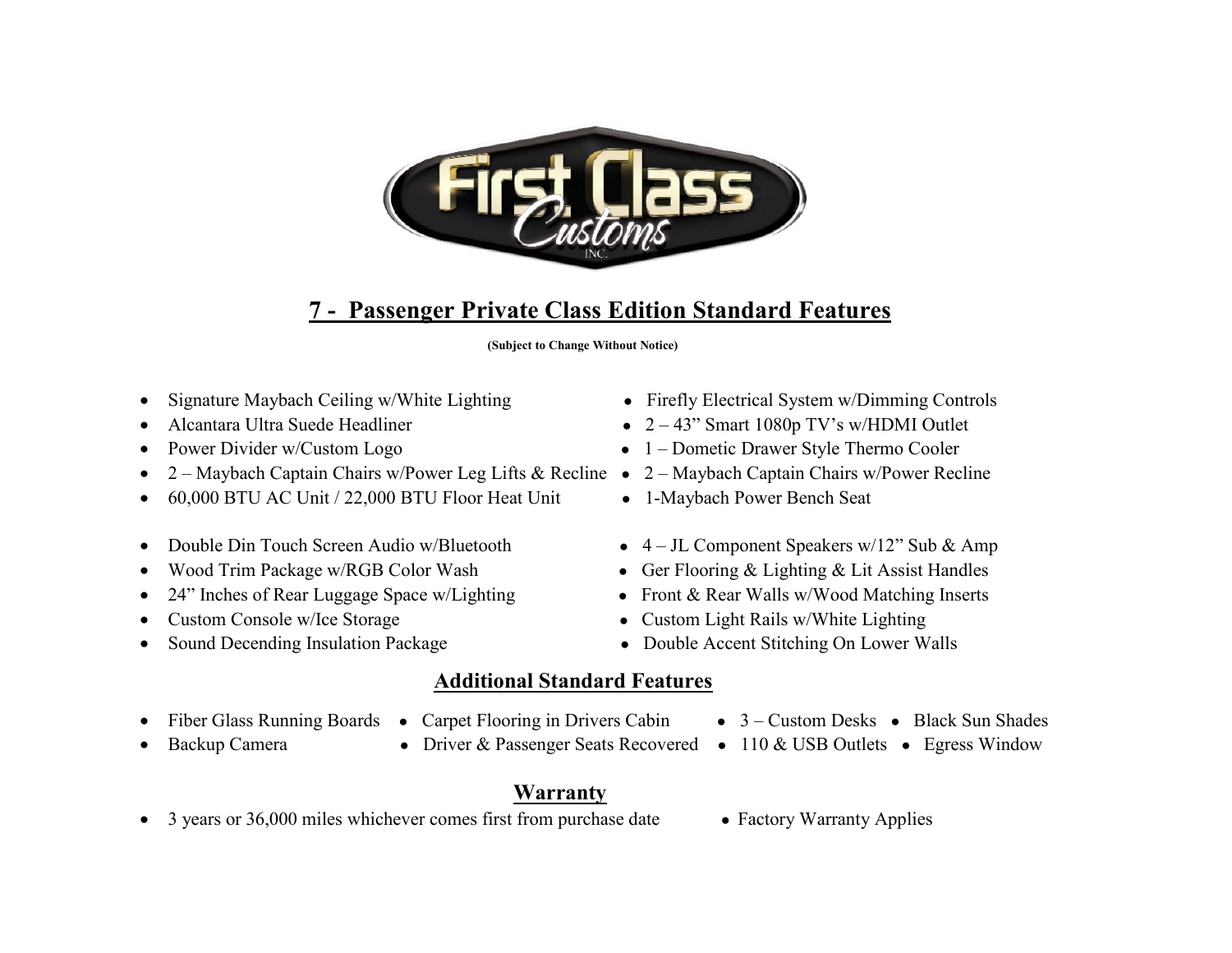# 7 - Passenger Private Class Edition Standard Features

**(Subject to Change Without Notice)**

- Signature Maybach Ceiling w/White Lighting
- Alcantara Ultra Suede Headliner
- Power Divider w/Custom Logo
- 2 – Maybach Captain Chairs w/Power Leg Lifts & Recline
- 60,000 BTU AC Unit / 22,000 BTU Floor Heat Unit
- Firefly Electrical System w/Dimming Controls
- 2 – 43" Smart 1080p TV's w/HDMI Outlet
- 1 – Dometic Drawer Style Thermo Cooler
- 2 – Maybach Captain Chairs w/Power Recline
- 1-Maybach Power Bench Seat

- Double Din Touch Screen Audio w/Bluetooth
- Wood Trim Package w/RGB Color Wash
- 24" Inches of Rear Luggage Space w/Lighting
- Custom Console w/Ice Storage
- Sound Decending Insulation Package
- 4 – JL Component Speakers w/12" Sub & Amp
- Ger Flooring & Lighting & Lit Assist Handles
- Front & Rear Walls w/Wood Matching Inserts
- Custom Light Rails w/White Lighting
- Double Accent Stitching On Lower Walls

## Additional Standard Features

- Fiber Glass Running Boards
- Backup Camera
- Carpet Flooring in Drivers Cabin
- Driver & Passenger Seats Recovered
- 3 – Custom Desks
- 110 & USB Outlets
- Black Sun Shades
- Egress Window

## Warranty

- 3 years or 36,000 miles whichever comes first from purchase date
- Factory Warranty Applies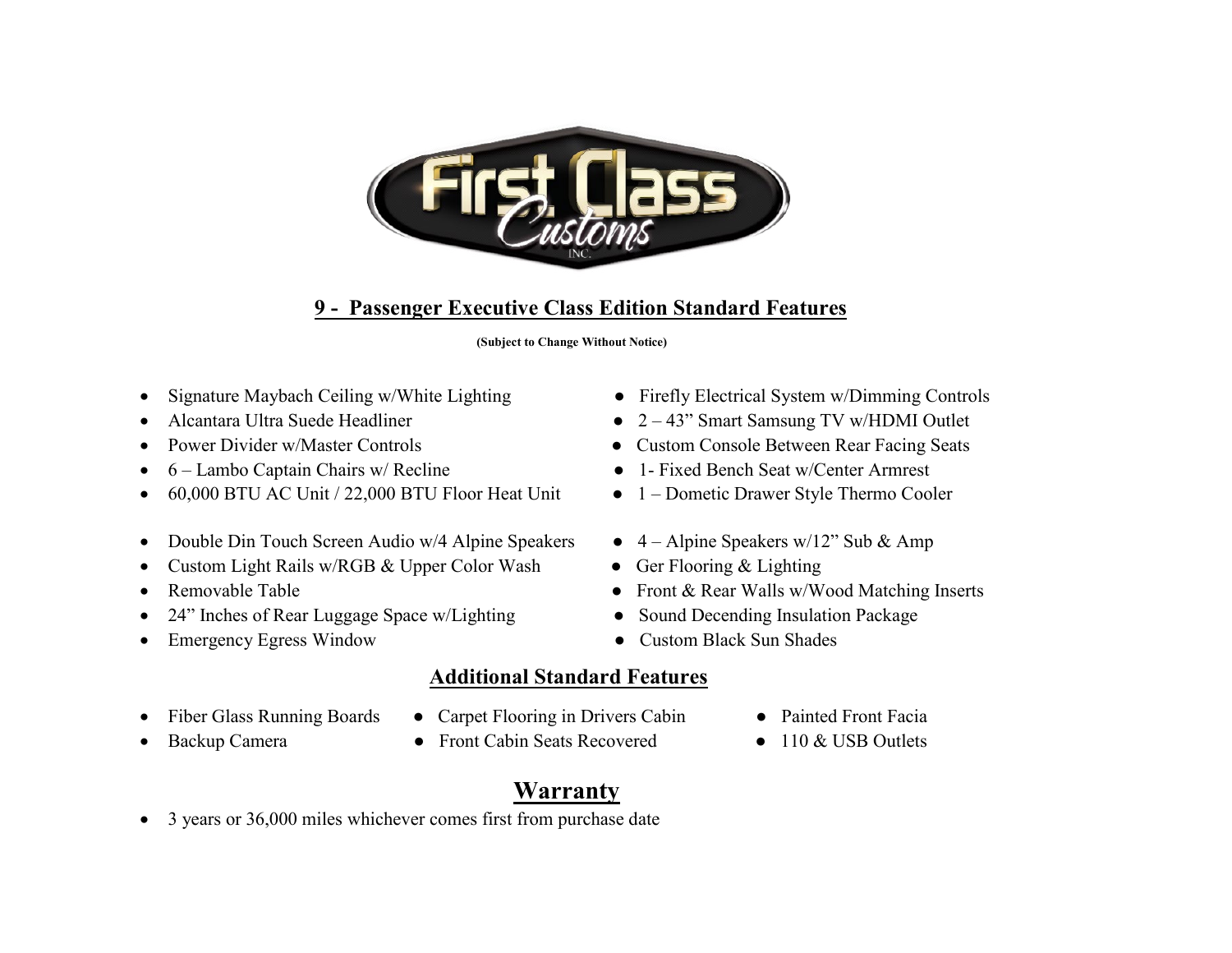## 9 - Passenger Executive Class Edition Standard Features

**(Subject to Change Without Notice)**

- Signature Maybach Ceiling w/White Lighting
- Alcantara Ultra Suede Headliner
- Power Divider w/Master Controls
- 6 – Lambo Captain Chairs w/ Recline
- 60,000 BTU AC Unit / 22,000 BTU Floor Heat Unit
- Firefly Electrical System w/Dimming Controls
- 2 – 43" Smart Samsung TV w/HDMI Outlet
- Custom Console Between Rear Facing Seats
- 1- Fixed Bench Seat w/Center Armrest
- 1 – Dometic Drawer Style Thermo Cooler

- Double Din Touch Screen Audio w/4 Alpine Speakers
- Custom Light Rails w/RGB & Upper Color Wash
- Removable Table
- 24" Inches of Rear Luggage Space w/Lighting
- Emergency Egress Window
- 4 – Alpine Speakers w/12" Sub & Amp
- Ger Flooring & Lighting
- Front & Rear Walls w/Wood Matching Inserts
- Sound Decending Insulation Package
- Custom Black Sun Shades

## Additional Standard Features

- Fiber Glass Running Boards
- Backup Camera
- Carpet Flooring in Drivers Cabin
- Front Cabin Seats Recovered
- Painted Front Facia
- 110 & USB Outlets

## Warranty

- 3 years or 36,000 miles whichever comes first from purchase date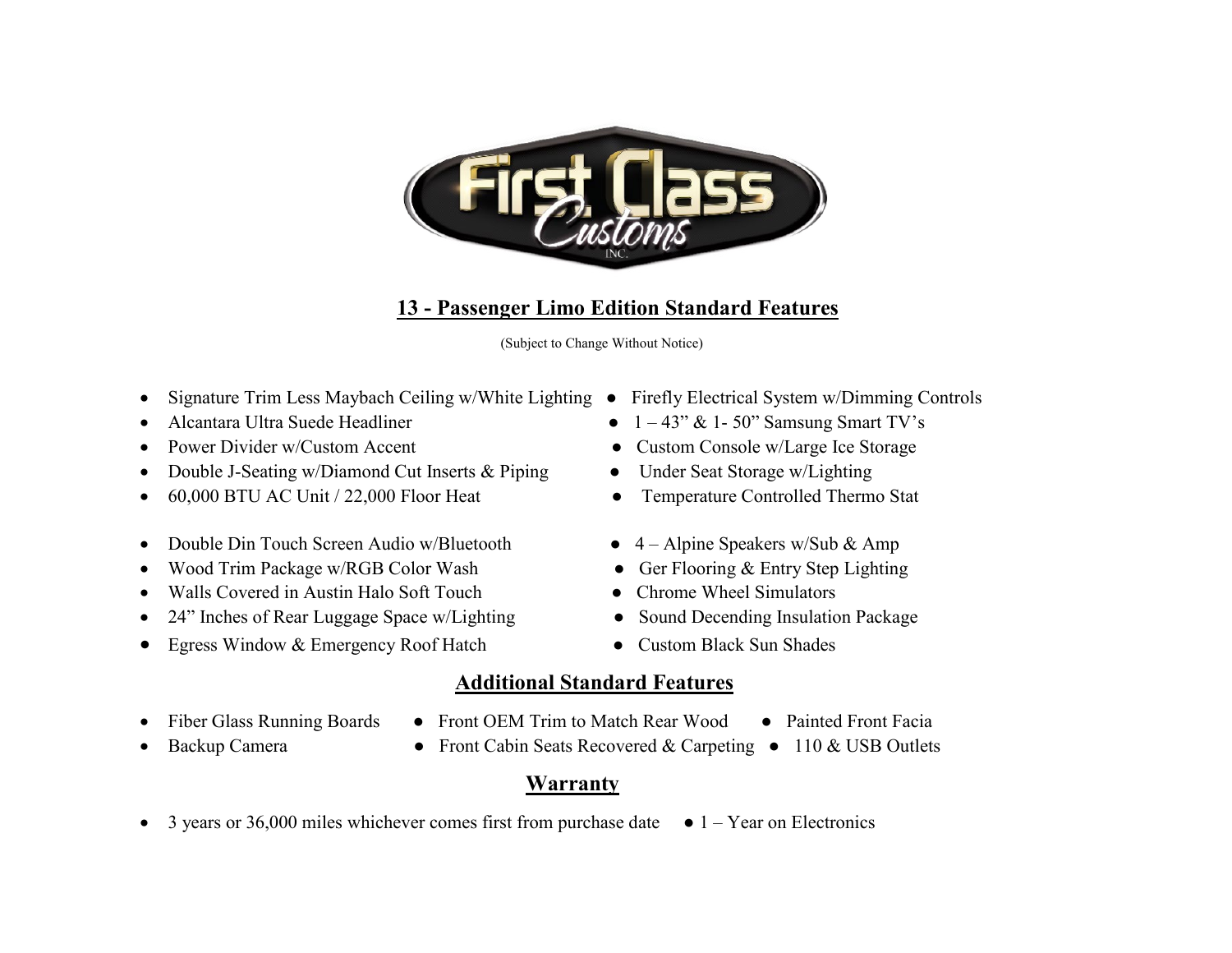## 13 - Passenger Limo Edition Standard Features

(Subject to Change Without Notice)

- Signature Trim Less Maybach Ceiling w/White Lighting
- Alcantara Ultra Suede Headliner
- Power Divider w/Custom Accent
- Double J-Seating w/Diamond Cut Inserts & Piping
- 60,000 BTU AC Unit / 22,000 Floor Heat
- Double Din Touch Screen Audio w/Bluetooth
- Wood Trim Package w/RGB Color Wash
- Walls Covered in Austin Halo Soft Touch
- 24" Inches of Rear Luggage Space w/Lighting
- Egress Window & Emergency Roof Hatch
- Firefly Electrical System w/Dimming Controls
- 1 – 43" & 1- 50" Samsung Smart TV's
- Custom Console w/Large Ice Storage
- Under Seat Storage w/Lighting
- Temperature Controlled Thermo Stat
- 4 – Alpine Speakers w/Sub & Amp
- Ger Flooring & Entry Step Lighting
- Chrome Wheel Simulators
- Sound Decending Insulation Package
- Custom Black Sun Shades

## Additional Standard Features

- Fiber Glass Running Boards
- Backup Camera
- Front OEM Trim to Match Rear Wood
- Front Cabin Seats Recovered & Carpeting
- Painted Front Facia
- 110 & USB Outlets

## Warranty

- 3 years or 36,000 miles whichever comes first from purchase date
- 1 – Year on Electronics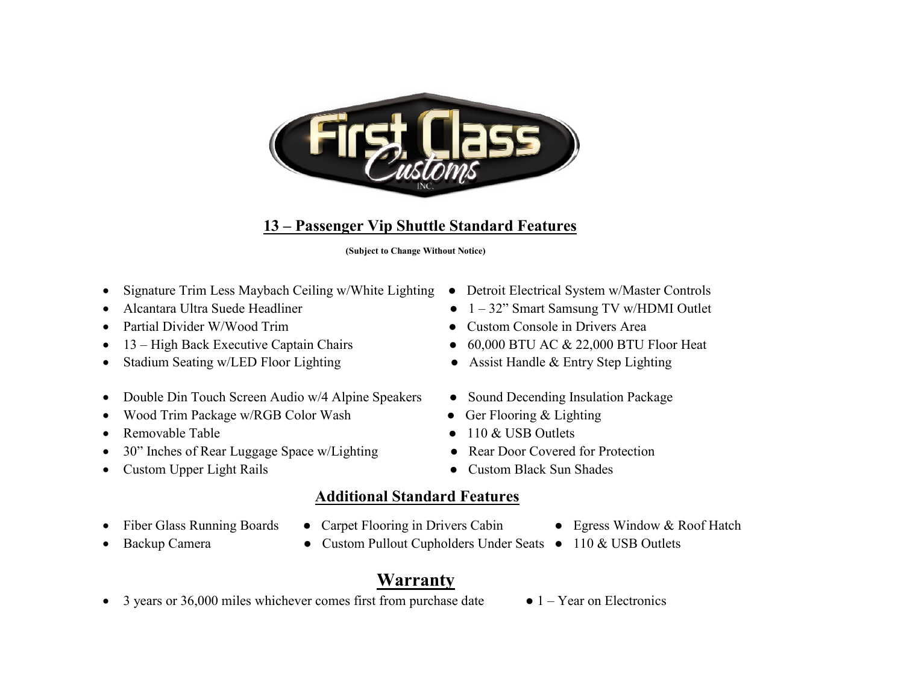First Class Customs INC.

## 13 – Passenger Vip Shuttle Standard Features

**(Subject to Change Without Notice)**

- Signature Trim Less Maybach Ceiling w/White Lighting
- Alcantara Ultra Suede Headliner
- Partial Divider W/Wood Trim
- 13 – High Back Executive Captain Chairs
- Stadium Seating w/LED Floor Lighting
- Detroit Electrical System w/Master Controls
- 1 – 32" Smart Samsung TV w/HDMI Outlet
- Custom Console in Drivers Area
- 60,000 BTU AC & 22,000 BTU Floor Heat
- Assist Handle & Entry Step Lighting

- Double Din Touch Screen Audio w/4 Alpine Speakers
- Wood Trim Package w/RGB Color Wash
- Removable Table
- 30" Inches of Rear Luggage Space w/Lighting
- Custom Upper Light Rails
- Sound Decending Insulation Package
- Ger Flooring & Lighting
- 110 & USB Outlets
- Rear Door Covered for Protection
- Custom Black Sun Shades

## Additional Standard Features

- Fiber Glass Running Boards
- Backup Camera
- Carpet Flooring in Drivers Cabin
- Custom Pullout Cupholders Under Seats
- Egress Window & Roof Hatch
- 110 & USB Outlets

## Warranty

- 3 years or 36,000 miles whichever comes first from purchase date
- 1 – Year on Electronics